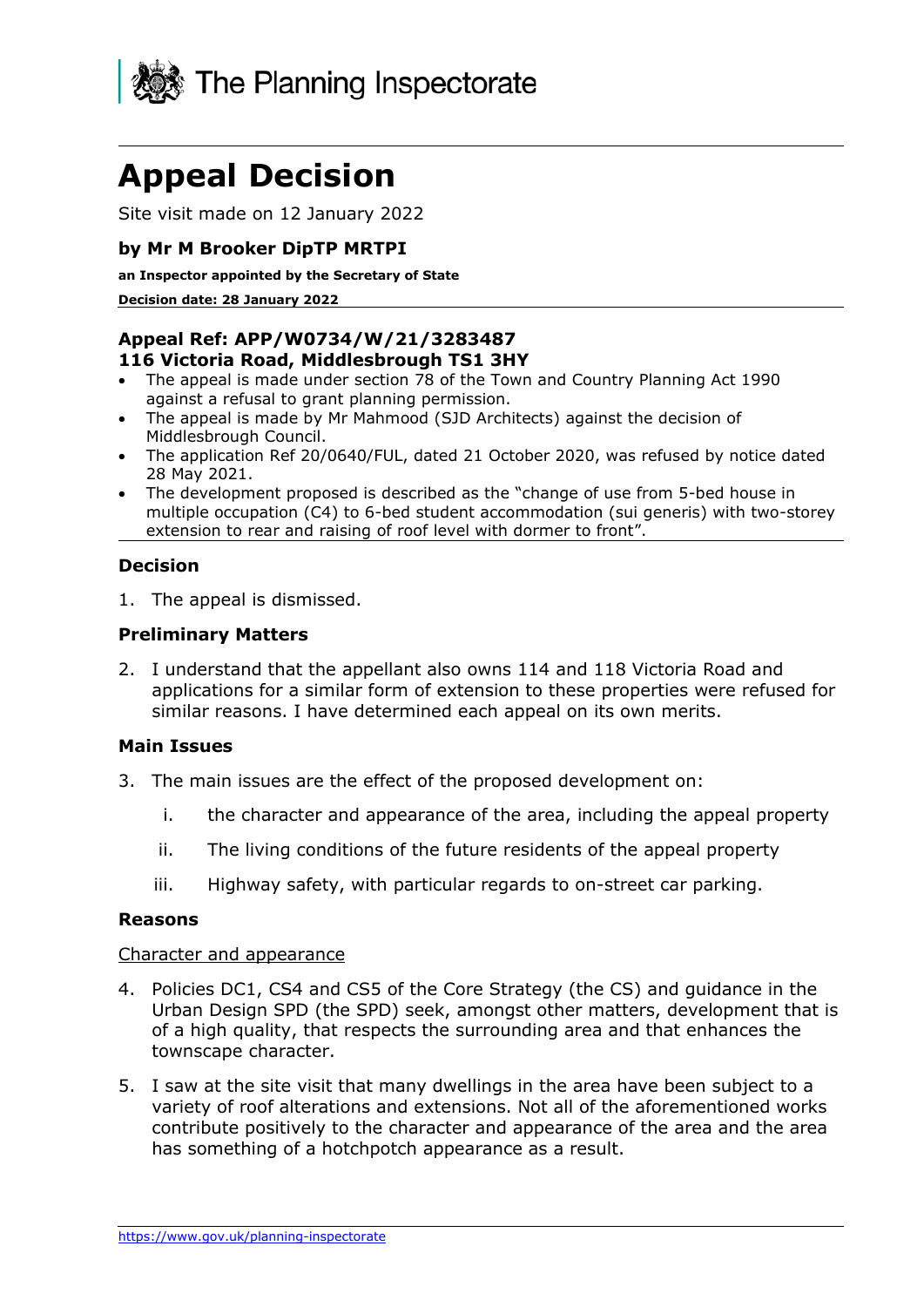The Planning Inspectorate

# Appeal Decision

Site visit made on 12 January 2022

**by Mr M Brooker DipTP MRTPI**

**an Inspector appointed by the Secretary of State**

**Decision date: 28 January 2022**

**Appeal Ref: APP/W0734/W/21/3283487**
**116 Victoria Road, Middlesbrough TS1 3HY**

- The appeal is made under section 78 of the Town and Country Planning Act 1990 against a refusal to grant planning permission.
- The appeal is made by Mr Mahmood (SJD Architects) against the decision of Middlesbrough Council.
- The application Ref 20/0640/FUL, dated 21 October 2020, was refused by notice dated 28 May 2021.
- The development proposed is described as the "change of use from 5-bed house in multiple occupation (C4) to 6-bed student accommodation (sui generis) with two-storey extension to rear and raising of roof level with dormer to front".

## Decision

1. The appeal is dismissed.

## Preliminary Matters

2. I understand that the appellant also owns 114 and 118 Victoria Road and applications for a similar form of extension to these properties were refused for similar reasons. I have determined each appeal on its own merits.

## Main Issues

3. The main issues are the effect of the proposed development on:

    i. the character and appearance of the area, including the appeal property

    ii. The living conditions of the future residents of the appeal property

    iii. Highway safety, with particular regards to on-street car parking.

## Reasons

Character and appearance

4. Policies DC1, CS4 and CS5 of the Core Strategy (the CS) and guidance in the Urban Design SPD (the SPD) seek, amongst other matters, development that is of a high quality, that respects the surrounding area and that enhances the townscape character.

5. I saw at the site visit that many dwellings in the area have been subject to a variety of roof alterations and extensions. Not all of the aforementioned works contribute positively to the character and appearance of the area and the area has something of a hotchpotch appearance as a result.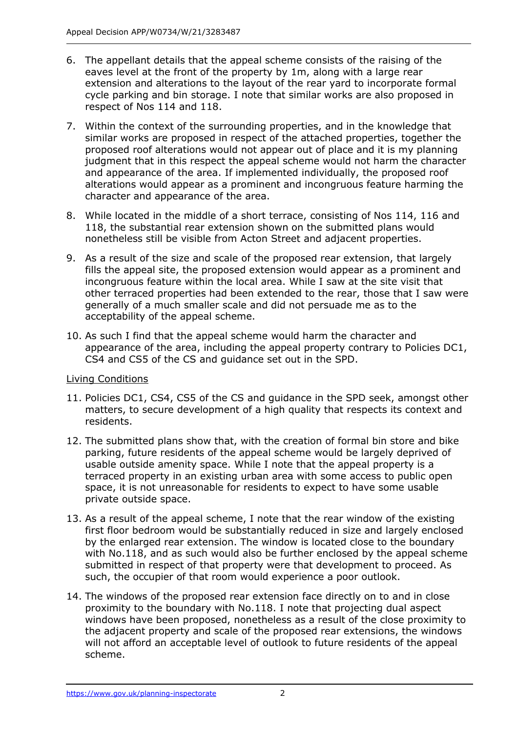6. The appellant details that the appeal scheme consists of the raising of the eaves level at the front of the property by 1m, along with a large rear extension and alterations to the layout of the rear yard to incorporate formal cycle parking and bin storage. I note that similar works are also proposed in respect of Nos 114 and 118.

7. Within the context of the surrounding properties, and in the knowledge that similar works are proposed in respect of the attached properties, together the proposed roof alterations would not appear out of place and it is my planning judgment that in this respect the appeal scheme would not harm the character and appearance of the area. If implemented individually, the proposed roof alterations would appear as a prominent and incongruous feature harming the character and appearance of the area.

8. While located in the middle of a short terrace, consisting of Nos 114, 116 and 118, the substantial rear extension shown on the submitted plans would nonetheless still be visible from Acton Street and adjacent properties.

9. As a result of the size and scale of the proposed rear extension, that largely fills the appeal site, the proposed extension would appear as a prominent and incongruous feature within the local area. While I saw at the site visit that other terraced properties had been extended to the rear, those that I saw were generally of a much smaller scale and did not persuade me as to the acceptability of the appeal scheme.

10. As such I find that the appeal scheme would harm the character and appearance of the area, including the appeal property contrary to Policies DC1, CS4 and CS5 of the CS and guidance set out in the SPD.

Living Conditions

11. Policies DC1, CS4, CS5 of the CS and guidance in the SPD seek, amongst other matters, to secure development of a high quality that respects its context and residents.

12. The submitted plans show that, with the creation of formal bin store and bike parking, future residents of the appeal scheme would be largely deprived of usable outside amenity space. While I note that the appeal property is a terraced property in an existing urban area with some access to public open space, it is not unreasonable for residents to expect to have some usable private outside space.

13. As a result of the appeal scheme, I note that the rear window of the existing first floor bedroom would be substantially reduced in size and largely enclosed by the enlarged rear extension. The window is located close to the boundary with No.118, and as such would also be further enclosed by the appeal scheme submitted in respect of that property were that development to proceed. As such, the occupier of that room would experience a poor outlook.

14. The windows of the proposed rear extension face directly on to and in close proximity to the boundary with No.118. I note that projecting dual aspect windows have been proposed, nonetheless as a result of the close proximity to the adjacent property and scale of the proposed rear extensions, the windows will not afford an acceptable level of outlook to future residents of the appeal scheme.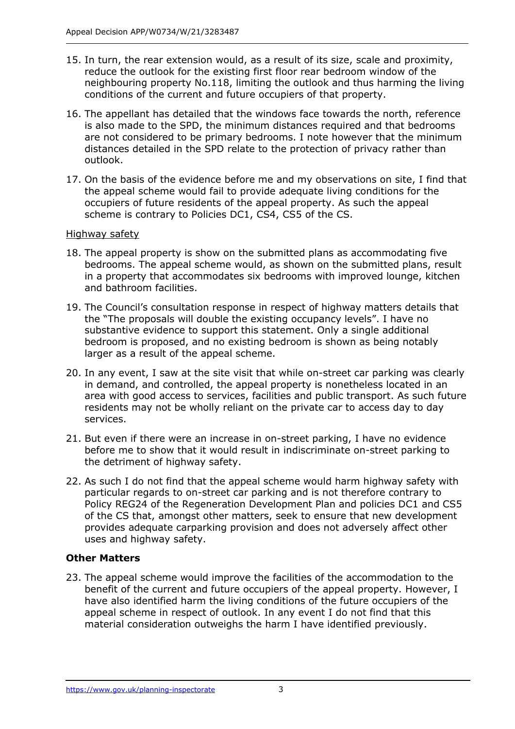15. In turn, the rear extension would, as a result of its size, scale and proximity, reduce the outlook for the existing first floor rear bedroom window of the neighbouring property No.118, limiting the outlook and thus harming the living conditions of the current and future occupiers of that property.

16. The appellant has detailed that the windows face towards the north, reference is also made to the SPD, the minimum distances required and that bedrooms are not considered to be primary bedrooms. I note however that the minimum distances detailed in the SPD relate to the protection of privacy rather than outlook.

17. On the basis of the evidence before me and my observations on site, I find that the appeal scheme would fail to provide adequate living conditions for the occupiers of future residents of the appeal property. As such the appeal scheme is contrary to Policies DC1, CS4, CS5 of the CS.

Highway safety

18. The appeal property is show on the submitted plans as accommodating five bedrooms. The appeal scheme would, as shown on the submitted plans, result in a property that accommodates six bedrooms with improved lounge, kitchen and bathroom facilities.

19. The Council's consultation response in respect of highway matters details that the "The proposals will double the existing occupancy levels". I have no substantive evidence to support this statement. Only a single additional bedroom is proposed, and no existing bedroom is shown as being notably larger as a result of the appeal scheme.

20. In any event, I saw at the site visit that while on-street car parking was clearly in demand, and controlled, the appeal property is nonetheless located in an area with good access to services, facilities and public transport. As such future residents may not be wholly reliant on the private car to access day to day services.

21. But even if there were an increase in on-street parking, I have no evidence before me to show that it would result in indiscriminate on-street parking to the detriment of highway safety.

22. As such I do not find that the appeal scheme would harm highway safety with particular regards to on-street car parking and is not therefore contrary to Policy REG24 of the Regeneration Development Plan and policies DC1 and CS5 of the CS that, amongst other matters, seek to ensure that new development provides adequate carparking provision and does not adversely affect other uses and highway safety.

**Other Matters**

23. The appeal scheme would improve the facilities of the accommodation to the benefit of the current and future occupiers of the appeal property. However, I have also identified harm the living conditions of the future occupiers of the appeal scheme in respect of outlook. In any event I do not find that this material consideration outweighs the harm I have identified previously.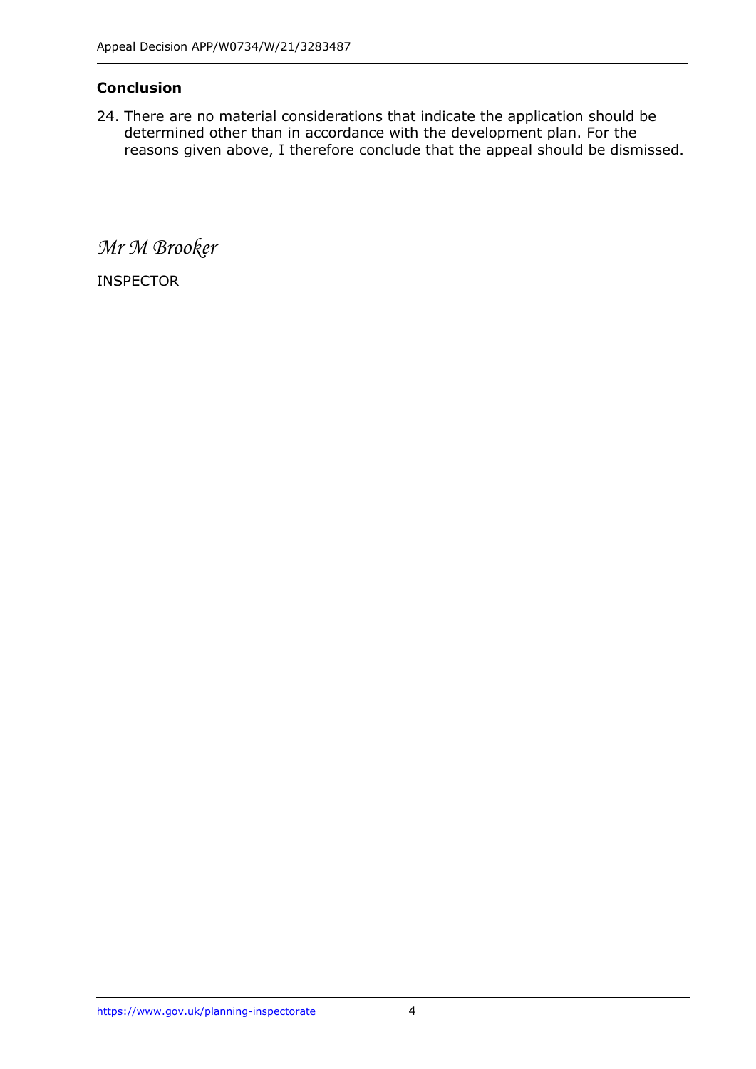### Conclusion

24. There are no material considerations that indicate the application should be determined other than in accordance with the development plan. For the reasons given above, I therefore conclude that the appeal should be dismissed.

*Mr M Brooker*

INSPECTOR